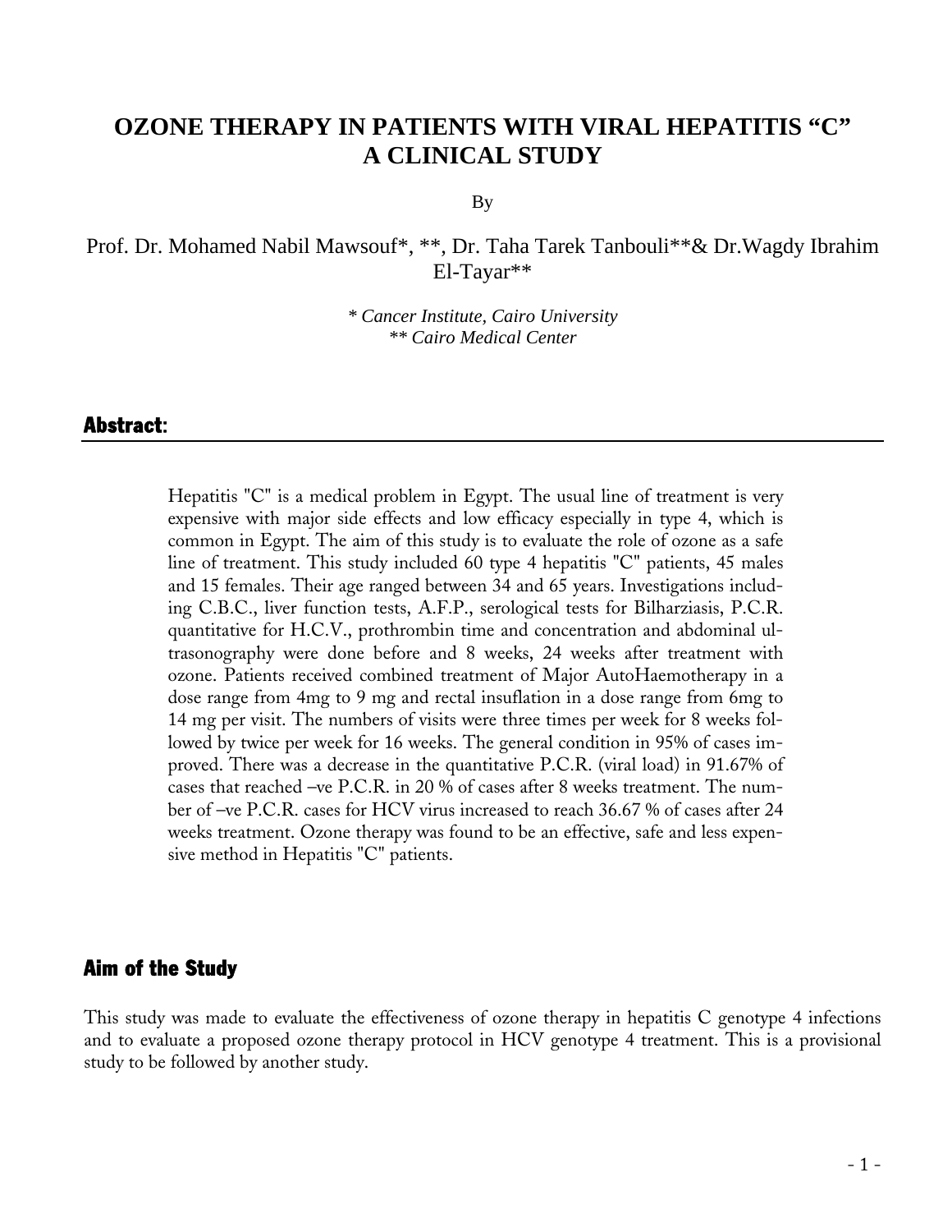# OZONE THERAPY IN PATIENTS WITH VIRAL HEPATITIS "C" A CLINICAL STUDY

By

Prof. Dr. Mohamed Nabil Mawsouf*, **, Dr. Taha Tarek Tanbouli**& Dr.Wagdy Ibrahim El-Tayar**

*\* Cancer Institute, Cairo University*
*\*\* Cairo Medical Center*

## Abstract:

Hepatitis "C" is a medical problem in Egypt. The usual line of treatment is very expensive with major side effects and low efficacy especially in type 4, which is common in Egypt. The aim of this study is to evaluate the role of ozone as a safe line of treatment. This study included 60 type 4 hepatitis "C" patients, 45 males and 15 females. Their age ranged between 34 and 65 years. Investigations including C.B.C., liver function tests, A.F.P., serological tests for Bilharziasis, P.C.R. quantitative for H.C.V., prothrombin time and concentration and abdominal ultrasonography were done before and 8 weeks, 24 weeks after treatment with ozone. Patients received combined treatment of Major AutoHaemotherapy in a dose range from 4mg to 9 mg and rectal insuflation in a dose range from 6mg to 14 mg per visit. The numbers of visits were three times per week for 8 weeks followed by twice per week for 16 weeks. The general condition in 95% of cases improved. There was a decrease in the quantitative P.C.R. (viral load) in 91.67% of cases that reached –ve P.C.R. in 20 % of cases after 8 weeks treatment. The number of –ve P.C.R. cases for HCV virus increased to reach 36.67 % of cases after 24 weeks treatment. Ozone therapy was found to be an effective, safe and less expensive method in Hepatitis "C" patients.

## Aim of the Study

This study was made to evaluate the effectiveness of ozone therapy in hepatitis C genotype 4 infections and to evaluate a proposed ozone therapy protocol in HCV genotype 4 treatment. This is a provisional study to be followed by another study.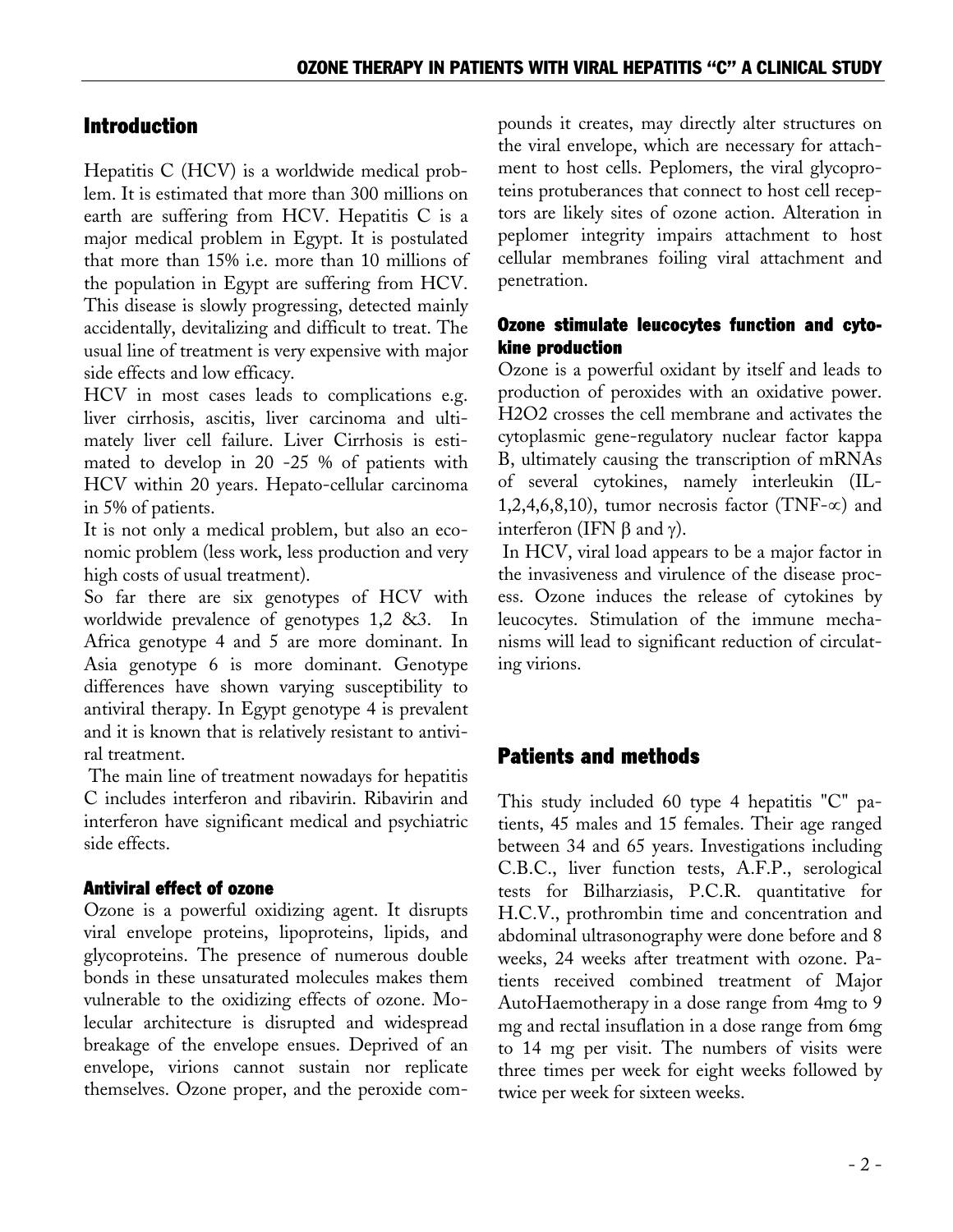## Introduction

Hepatitis C (HCV) is a worldwide medical problem. It is estimated that more than 300 millions on earth are suffering from HCV. Hepatitis C is a major medical problem in Egypt. It is postulated that more than 15% i.e. more than 10 millions of the population in Egypt are suffering from HCV. This disease is slowly progressing, detected mainly accidentally, devitalizing and difficult to treat. The usual line of treatment is very expensive with major side effects and low efficacy.

HCV in most cases leads to complications e.g. liver cirrhosis, ascitis, liver carcinoma and ultimately liver cell failure. Liver Cirrhosis is estimated to develop in 20 -25 % of patients with HCV within 20 years. Hepato-cellular carcinoma in 5% of patients.

It is not only a medical problem, but also an economic problem (less work, less production and very high costs of usual treatment).

So far there are six genotypes of HCV with worldwide prevalence of genotypes 1,2 &3. In Africa genotype 4 and 5 are more dominant. In Asia genotype 6 is more dominant. Genotype differences have shown varying susceptibility to antiviral therapy. In Egypt genotype 4 is prevalent and it is known that is relatively resistant to antiviral treatment.

The main line of treatment nowadays for hepatitis C includes interferon and ribavirin. Ribavirin and interferon have significant medical and psychiatric side effects.

### Antiviral effect of ozone

Ozone is a powerful oxidizing agent. It disrupts viral envelope proteins, lipoproteins, lipids, and glycoproteins. The presence of numerous double bonds in these unsaturated molecules makes them vulnerable to the oxidizing effects of ozone. Molecular architecture is disrupted and widespread breakage of the envelope ensues. Deprived of an envelope, virions cannot sustain nor replicate themselves. Ozone proper, and the peroxide compounds it creates, may directly alter structures on the viral envelope, which are necessary for attachment to host cells. Peplomers, the viral glycoproteins protuberances that connect to host cell receptors are likely sites of ozone action. Alteration in peplomer integrity impairs attachment to host cellular membranes foiling viral attachment and penetration.

### Ozone stimulate leucocytes function and cytokine production

Ozone is a powerful oxidant by itself and leads to production of peroxides with an oxidative power. $H_2O_2$ crosses the cell membrane and activates the cytoplasmic gene-regulatory nuclear factor kappa B, ultimately causing the transcription of mRNAs of several cytokines, namely interleukin (IL-1,2,4,6,8,10), tumor necrosis factor (TNF-$\propto$) and interferon (IFN $\beta$ and $\gamma$).

In HCV, viral load appears to be a major factor in the invasiveness and virulence of the disease process. Ozone induces the release of cytokines by leucocytes. Stimulation of the immune mechanisms will lead to significant reduction of circulating virions.

## Patients and methods

This study included 60 type 4 hepatitis "C" patients, 45 males and 15 females. Their age ranged between 34 and 65 years. Investigations including C.B.C., liver function tests, A.F.P., serological tests for Bilharziasis, P.C.R. quantitative for H.C.V., prothrombin time and concentration and abdominal ultrasonography were done before and 8 weeks, 24 weeks after treatment with ozone. Patients received combined treatment of Major AutoHaemotherapy in a dose range from 4mg to 9 mg and rectal insuflation in a dose range from 6mg to 14 mg per visit. The numbers of visits were three times per week for eight weeks followed by twice per week for sixteen weeks.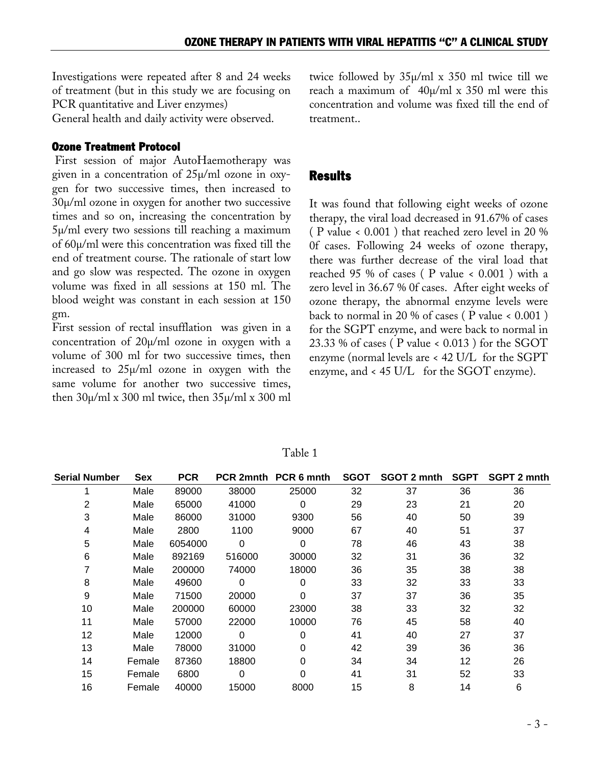Investigations were repeated after 8 and 24 weeks of treatment (but in this study we are focusing on PCR quantitative and Liver enzymes)
General health and daily activity were observed.

### Ozone Treatment Protocol

First session of major AutoHaemotherapy was given in a concentration of 25μ/ml ozone in oxygen for two successive times, then increased to 30μ/ml ozone in oxygen for another two successive times and so on, increasing the concentration by 5μ/ml every two sessions till reaching a maximum of 60μ/ml were this concentration was fixed till the end of treatment course. The rationale of start low and go slow was respected. The ozone in oxygen volume was fixed in all sessions at 150 ml. The blood weight was constant in each session at 150 gm.
First session of rectal insufflation was given in a concentration of 20μ/ml ozone in oxygen with a volume of 300 ml for two successive times, then increased to 25μ/ml ozone in oxygen with the same volume for another two successive times, then 30μ/ml x 300 ml twice, then 35μ/ml x 300 ml twice followed by 35μ/ml x 350 ml twice till we reach a maximum of 40μ/ml x 350 ml were this concentration and volume was fixed till the end of treatment..

## Results

It was found that following eight weeks of ozone therapy, the viral load decreased in 91.67% of cases ( P value < 0.001 ) that reached zero level in 20 % 0f cases. Following 24 weeks of ozone therapy, there was further decrease of the viral load that reached 95 % of cases ( P value < 0.001 ) with a zero level in 36.67 % 0f cases. After eight weeks of ozone therapy, the abnormal enzyme levels were back to normal in 20 % of cases ( P value < 0.001 ) for the SGPT enzyme, and were back to normal in 23.33 % of cases ( P value < 0.013 ) for the SGOT enzyme (normal levels are < 42 U/L for the SGPT enzyme, and < 45 U/L for the SGOT enzyme).

Table 1

| Serial Number | Sex | PCR | PCR 2mnth | PCR 6 mnth | SGOT | SGOT 2 mnth | SGPT | SGPT 2 mnth |
|---|---|---|---|---|---|---|---|---|
| 1 | Male | 89000 | 38000 | 25000 | 32 | 37 | 36 | 36 |
| 2 | Male | 65000 | 41000 | 0 | 29 | 23 | 21 | 20 |
| 3 | Male | 86000 | 31000 | 9300 | 56 | 40 | 50 | 39 |
| 4 | Male | 2800 | 1100 | 9000 | 67 | 40 | 51 | 37 |
| 5 | Male | 6054000 | 0 | 0 | 78 | 46 | 43 | 38 |
| 6 | Male | 892169 | 516000 | 30000 | 32 | 31 | 36 | 32 |
| 7 | Male | 200000 | 74000 | 18000 | 36 | 35 | 38 | 38 |
| 8 | Male | 49600 | 0 | 0 | 33 | 32 | 33 | 33 |
| 9 | Male | 71500 | 20000 | 0 | 37 | 37 | 36 | 35 |
| 10 | Male | 200000 | 60000 | 23000 | 38 | 33 | 32 | 32 |
| 11 | Male | 57000 | 22000 | 10000 | 76 | 45 | 58 | 40 |
| 12 | Male | 12000 | 0 | 0 | 41 | 40 | 27 | 37 |
| 13 | Male | 78000 | 31000 | 0 | 42 | 39 | 36 | 36 |
| 14 | Female | 87360 | 18800 | 0 | 34 | 34 | 12 | 26 |
| 15 | Female | 6800 | 0 | 0 | 41 | 31 | 52 | 33 |
| 16 | Female | 40000 | 15000 | 8000 | 15 | 8 | 14 | 6 |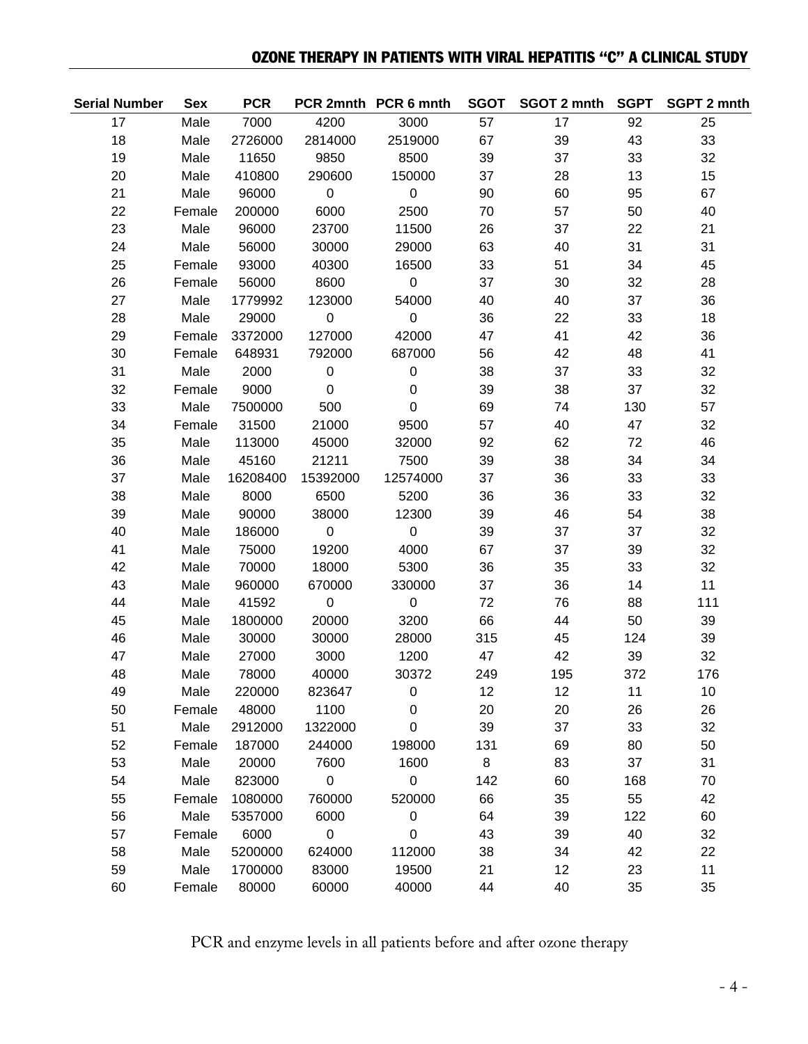| Serial Number | Sex | PCR | PCR 2mnth | PCR 6 mnth | SGOT | SGOT 2 mnth | SGPT | SGPT 2 mnth |
|---|---|---|---|---|---|---|---|---|
| 17 | Male | 7000 | 4200 | 3000 | 57 | 17 | 92 | 25 |
| 18 | Male | 2726000 | 2814000 | 2519000 | 67 | 39 | 43 | 33 |
| 19 | Male | 11650 | 9850 | 8500 | 39 | 37 | 33 | 32 |
| 20 | Male | 410800 | 290600 | 150000 | 37 | 28 | 13 | 15 |
| 21 | Male | 96000 | 0 | 0 | 90 | 60 | 95 | 67 |
| 22 | Female | 200000 | 6000 | 2500 | 70 | 57 | 50 | 40 |
| 23 | Male | 96000 | 23700 | 11500 | 26 | 37 | 22 | 21 |
| 24 | Male | 56000 | 30000 | 29000 | 63 | 40 | 31 | 31 |
| 25 | Female | 93000 | 40300 | 16500 | 33 | 51 | 34 | 45 |
| 26 | Female | 56000 | 8600 | 0 | 37 | 30 | 32 | 28 |
| 27 | Male | 1779992 | 123000 | 54000 | 40 | 40 | 37 | 36 |
| 28 | Male | 29000 | 0 | 0 | 36 | 22 | 33 | 18 |
| 29 | Female | 3372000 | 127000 | 42000 | 47 | 41 | 42 | 36 |
| 30 | Female | 648931 | 792000 | 687000 | 56 | 42 | 48 | 41 |
| 31 | Male | 2000 | 0 | 0 | 38 | 37 | 33 | 32 |
| 32 | Female | 9000 | 0 | 0 | 39 | 38 | 37 | 32 |
| 33 | Male | 7500000 | 500 | 0 | 69 | 74 | 130 | 57 |
| 34 | Female | 31500 | 21000 | 9500 | 57 | 40 | 47 | 32 |
| 35 | Male | 113000 | 45000 | 32000 | 92 | 62 | 72 | 46 |
| 36 | Male | 45160 | 21211 | 7500 | 39 | 38 | 34 | 34 |
| 37 | Male | 16208400 | 15392000 | 12574000 | 37 | 36 | 33 | 33 |
| 38 | Male | 8000 | 6500 | 5200 | 36 | 36 | 33 | 32 |
| 39 | Male | 90000 | 38000 | 12300 | 39 | 46 | 54 | 38 |
| 40 | Male | 186000 | 0 | 0 | 39 | 37 | 37 | 32 |
| 41 | Male | 75000 | 19200 | 4000 | 67 | 37 | 39 | 32 |
| 42 | Male | 70000 | 18000 | 5300 | 36 | 35 | 33 | 32 |
| 43 | Male | 960000 | 670000 | 330000 | 37 | 36 | 14 | 11 |
| 44 | Male | 41592 | 0 | 0 | 72 | 76 | 88 | 111 |
| 45 | Male | 1800000 | 20000 | 3200 | 66 | 44 | 50 | 39 |
| 46 | Male | 30000 | 30000 | 28000 | 315 | 45 | 124 | 39 |
| 47 | Male | 27000 | 3000 | 1200 | 47 | 42 | 39 | 32 |
| 48 | Male | 78000 | 40000 | 30372 | 249 | 195 | 372 | 176 |
| 49 | Male | 220000 | 823647 | 0 | 12 | 12 | 11 | 10 |
| 50 | Female | 48000 | 1100 | 0 | 20 | 20 | 26 | 26 |
| 51 | Male | 2912000 | 1322000 | 0 | 39 | 37 | 33 | 32 |
| 52 | Female | 187000 | 244000 | 198000 | 131 | 69 | 80 | 50 |
| 53 | Male | 20000 | 7600 | 1600 | 8 | 83 | 37 | 31 |
| 54 | Male | 823000 | 0 | 0 | 142 | 60 | 168 | 70 |
| 55 | Female | 1080000 | 760000 | 520000 | 66 | 35 | 55 | 42 |
| 56 | Male | 5357000 | 6000 | 0 | 64 | 39 | 122 | 60 |
| 57 | Female | 6000 | 0 | 0 | 43 | 39 | 40 | 32 |
| 58 | Male | 5200000 | 624000 | 112000 | 38 | 34 | 42 | 22 |
| 59 | Male | 1700000 | 83000 | 19500 | 21 | 12 | 23 | 11 |
| 60 | Female | 80000 | 60000 | 40000 | 44 | 40 | 35 | 35 |

PCR and enzyme levels in all patients before and after ozone therapy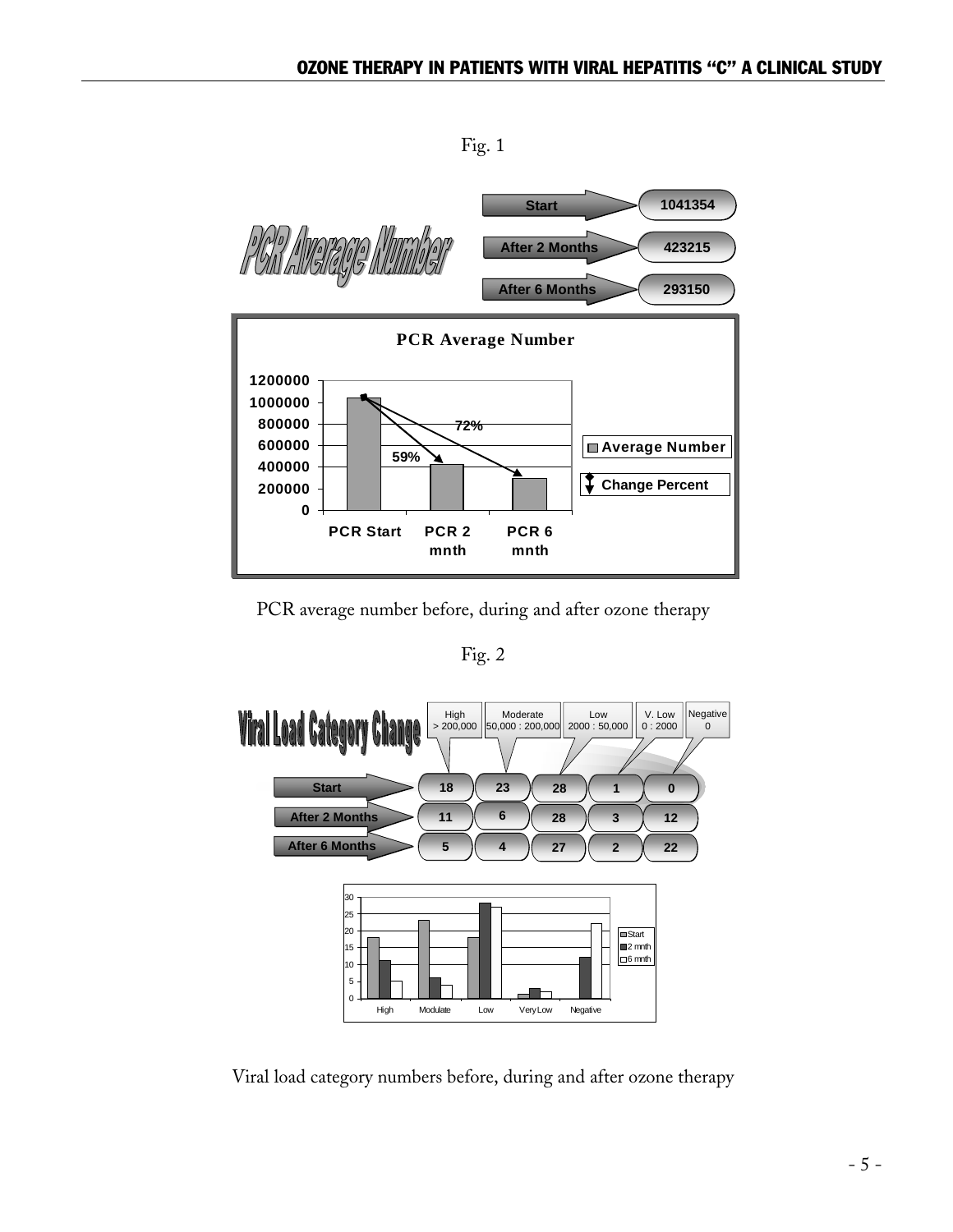Fig. 1

**PCR Average Number**

| | |
|---|---|
| Start | 1041354 |
| After 2 Months | 423215 |
| After 6 Months | 293150 |

PCR average number before, during and after ozone therapy

Fig. 2

**Viral Load Category Change**

| | High > 200,000 | Moderate 50,000 : 200,000 | Low 2000 : 50,000 | V. Low 0 : 2000 | Negative 0 |
|---|---|---|---|---|---|
| Start | 18 | 23 | 28 | 1 | 0 |
| After 2 Months | 11 | 6 | 28 | 3 | 12 |
| After 6 Months | 5 | 4 | 27 | 2 | 22 |

Viral load category numbers before, during and after ozone therapy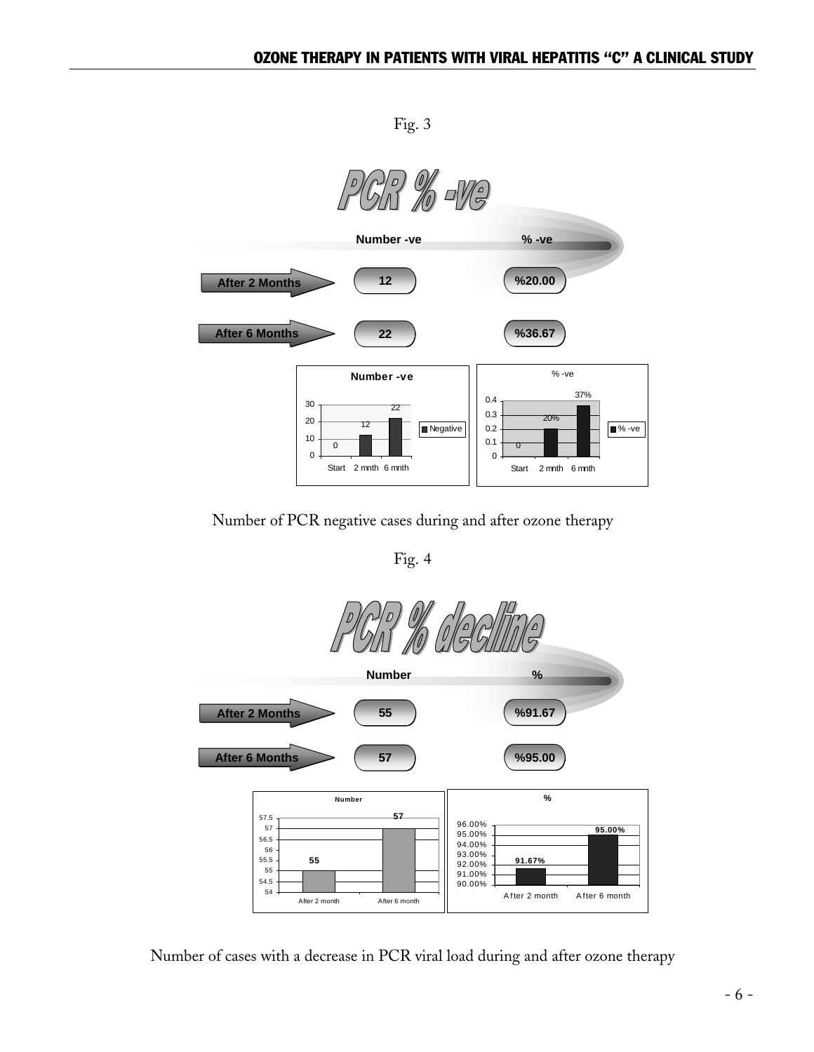Fig. 3

**PCR % -ve**

| | Number -ve | % -ve |
|---|---|---|
| After 2 Months | 12 | %20.00 |
| After 6 Months | 22 | %36.67 |

Number of PCR negative cases during and after ozone therapy

Fig. 4

**PCR % decline**

| | Number | % |
|---|---|---|
| After 2 Months | 55 | %91.67 |
| After 6 Months | 57 | %95.00 |

Number of cases with a decrease in PCR viral load during and after ozone therapy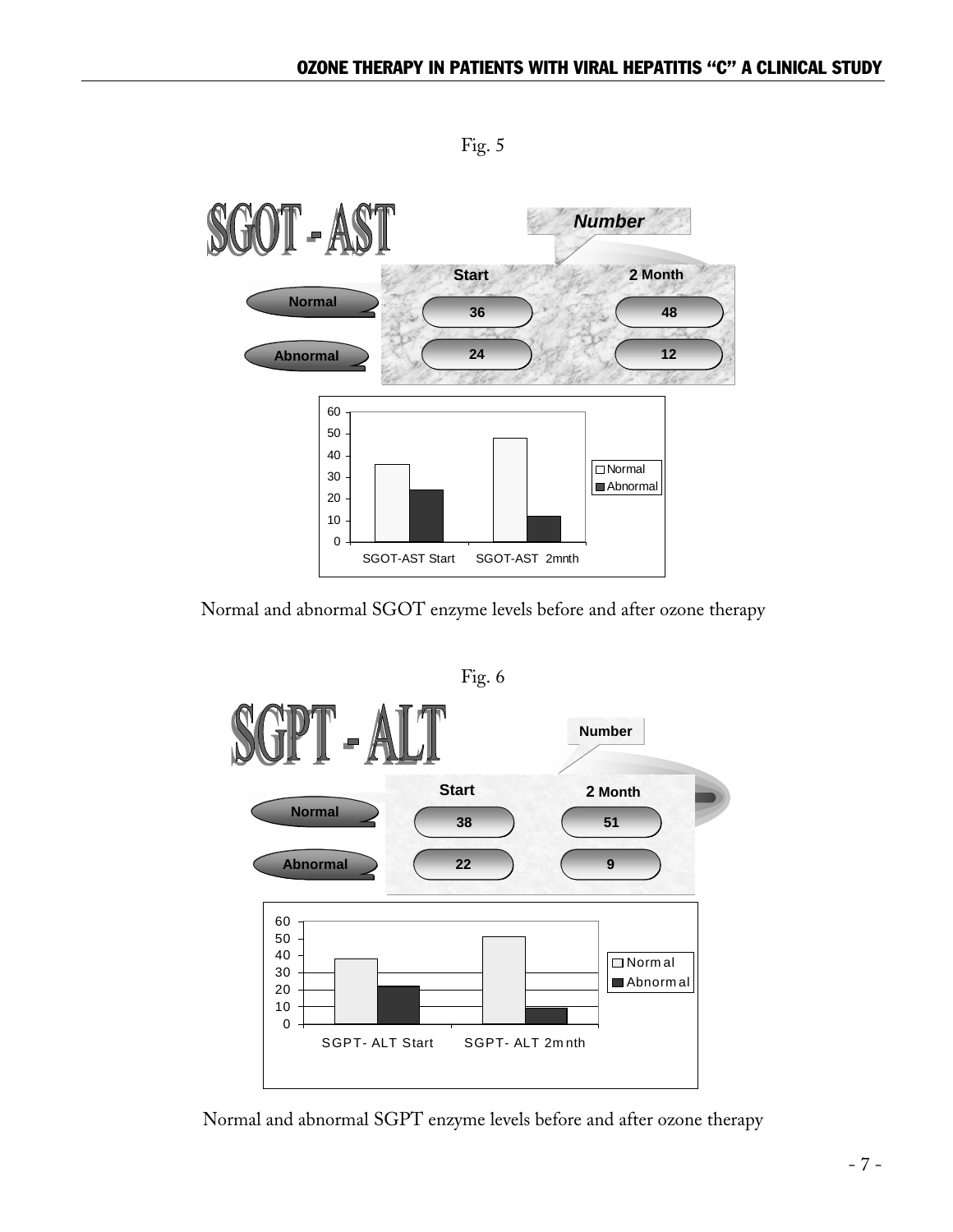Fig. 5

**SGOT - AST**

| Number | Start | 2 Month |
| --- | --- | --- |
| Normal | 36 | 48 |
| Abnormal | 24 | 12 |

Normal and abnormal SGOT enzyme levels before and after ozone therapy

Fig. 6

**SGPT - ALT**

| Number | Start | 2 Month |
| --- | --- | --- |
| Normal | 38 | 51 |
| Abnormal | 22 | 9 |

Normal and abnormal SGPT enzyme levels before and after ozone therapy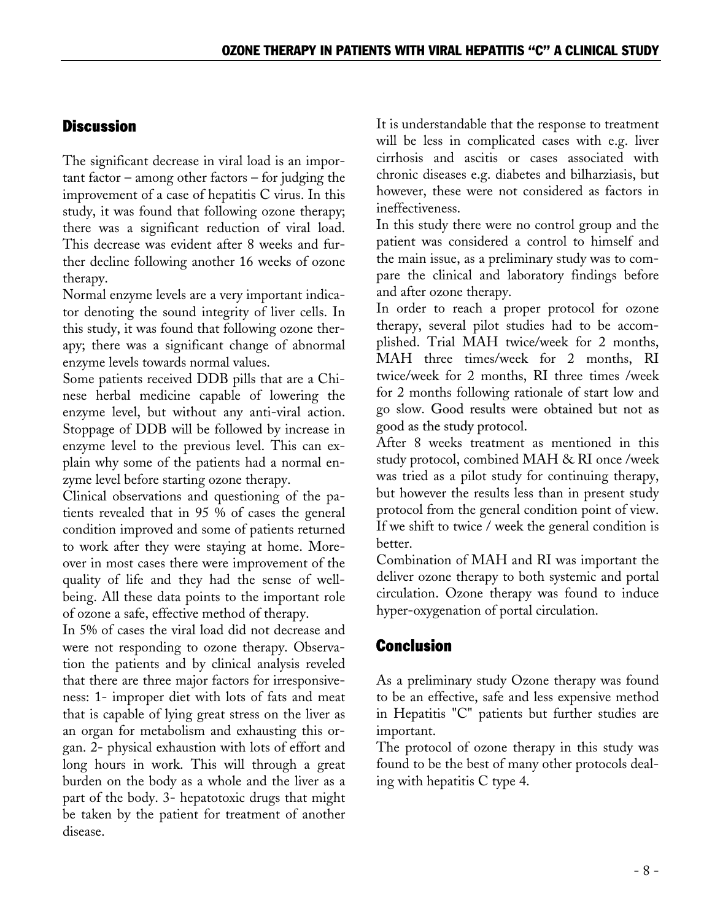## Discussion

The significant decrease in viral load is an important factor – among other factors – for judging the improvement of a case of hepatitis C virus. In this study, it was found that following ozone therapy; there was a significant reduction of viral load. This decrease was evident after 8 weeks and further decline following another 16 weeks of ozone therapy.

Normal enzyme levels are a very important indicator denoting the sound integrity of liver cells. In this study, it was found that following ozone therapy; there was a significant change of abnormal enzyme levels towards normal values.

Some patients received DDB pills that are a Chinese herbal medicine capable of lowering the enzyme level, but without any anti-viral action. Stoppage of DDB will be followed by increase in enzyme level to the previous level. This can explain why some of the patients had a normal enzyme level before starting ozone therapy.

Clinical observations and questioning of the patients revealed that in 95 % of cases the general condition improved and some of patients returned to work after they were staying at home. Moreover in most cases there were improvement of the quality of life and they had the sense of well-being. All these data points to the important role of ozone a safe, effective method of therapy.

In 5% of cases the viral load did not decrease and were not responding to ozone therapy. Observation the patients and by clinical analysis reveled that there are three major factors for irresponsiveness: 1- improper diet with lots of fats and meat that is capable of lying great stress on the liver as an organ for metabolism and exhausting this organ. 2- physical exhaustion with lots of effort and long hours in work. This will through a great burden on the body as a whole and the liver as a part of the body. 3- hepatotoxic drugs that might be taken by the patient for treatment of another disease.

It is understandable that the response to treatment will be less in complicated cases with e.g. liver cirrhosis and ascitis or cases associated with chronic diseases e.g. diabetes and bilharziasis, but however, these were not considered as factors in ineffectiveness.

In this study there were no control group and the patient was considered a control to himself and the main issue, as a preliminary study was to compare the clinical and laboratory findings before and after ozone therapy.

In order to reach a proper protocol for ozone therapy, several pilot studies had to be accomplished. Trial MAH twice/week for 2 months, MAH three times/week for 2 months, RI twice/week for 2 months, RI three times /week for 2 months following rationale of start low and go slow. Good results were obtained but not as good as the study protocol.

After 8 weeks treatment as mentioned in this study protocol, combined MAH & RI once /week was tried as a pilot study for continuing therapy, but however the results less than in present study protocol from the general condition point of view. If we shift to twice / week the general condition is better.

Combination of MAH and RI was important the deliver ozone therapy to both systemic and portal circulation. Ozone therapy was found to induce hyper-oxygenation of portal circulation.

## Conclusion

As a preliminary study Ozone therapy was found to be an effective, safe and less expensive method in Hepatitis "C" patients but further studies are important.

The protocol of ozone therapy in this study was found to be the best of many other protocols dealing with hepatitis C type 4.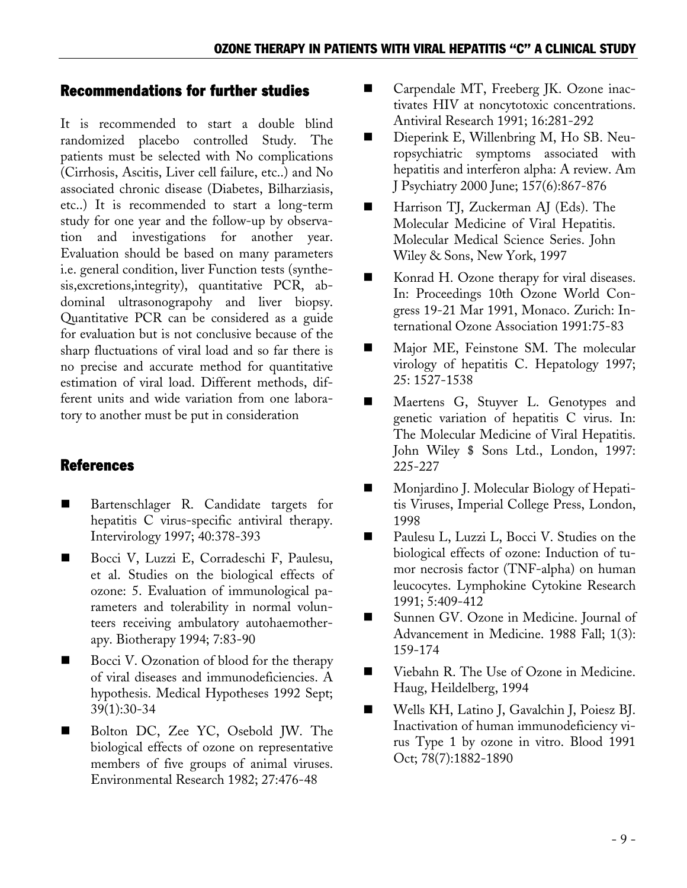## Recommendations for further studies

It is recommended to start a double blind randomized placebo controlled Study. The patients must be selected with No complications (Cirrhosis, Ascitis, Liver cell failure, etc..) and No associated chronic disease (Diabetes, Bilharziasis, etc..) It is recommended to start a long-term study for one year and the follow-up by observation and investigations for another year. Evaluation should be based on many parameters i.e. general condition, liver Function tests (synthesis,excretions,integrity), quantitative PCR, abdominal ultrasonograpohy and liver biopsy. Quantitative PCR can be considered as a guide for evaluation but is not conclusive because of the sharp fluctuations of viral load and so far there is no precise and accurate method for quantitative estimation of viral load. Different methods, different units and wide variation from one laboratory to another must be put in consideration

## References

- Bartenschlager R. Candidate targets for hepatitis C virus-specific antiviral therapy. Intervirology 1997; 40:378-393
- Bocci V, Luzzi E, Corradeschi F, Paulesu, et al. Studies on the biological effects of ozone: 5. Evaluation of immunological parameters and tolerability in normal volunteers receiving ambulatory autohaemotherapy. Biotherapy 1994; 7:83-90
- Bocci V. Ozonation of blood for the therapy of viral diseases and immunodeficiencies. A hypothesis. Medical Hypotheses 1992 Sept; 39(1):30-34
- Bolton DC, Zee YC, Osebold JW. The biological effects of ozone on representative members of five groups of animal viruses. Environmental Research 1982; 27:476-48
- Carpendale MT, Freeberg JK. Ozone inactivates HIV at noncytotoxic concentrations. Antiviral Research 1991; 16:281-292
- Dieperink E, Willenbring M, Ho SB. Neuropsychiatric symptoms associated with hepatitis and interferon alpha: A review. Am J Psychiatry 2000 June; 157(6):867-876
- Harrison TJ, Zuckerman AJ (Eds). The Molecular Medicine of Viral Hepatitis. Molecular Medical Science Series. John Wiley & Sons, New York, 1997
- Konrad H. Ozone therapy for viral diseases. In: Proceedings 10th Ozone World Congress 19-21 Mar 1991, Monaco. Zurich: International Ozone Association 1991:75-83
- Major ME, Feinstone SM. The molecular virology of hepatitis C. Hepatology 1997; 25: 1527-1538
- Maertens G, Stuyver L. Genotypes and genetic variation of hepatitis C virus. In: The Molecular Medicine of Viral Hepatitis. John Wiley $ Sons Ltd., London, 1997: 225-227
- Monjardino J. Molecular Biology of Hepatitis Viruses, Imperial College Press, London, 1998
- Paulesu L, Luzzi L, Bocci V. Studies on the biological effects of ozone: Induction of tumor necrosis factor (TNF-alpha) on human leucocytes. Lymphokine Cytokine Research 1991; 5:409-412
- Sunnen GV. Ozone in Medicine. Journal of Advancement in Medicine. 1988 Fall; 1(3): 159-174
- Viebahn R. The Use of Ozone in Medicine. Haug, Heildelberg, 1994
- Wells KH, Latino J, Gavalchin J, Poiesz BJ. Inactivation of human immunodeficiency virus Type 1 by ozone in vitro. Blood 1991 Oct; 78(7):1882-1890